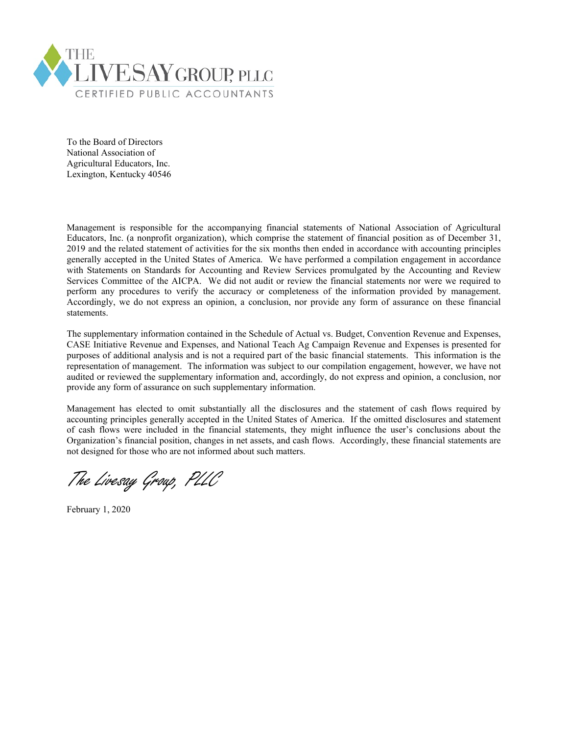THE LIVESAY GROUP, PLLC
CERTIFIED PUBLIC ACCOUNTANTS

To the Board of Directors
National Association of
Agricultural Educators, Inc.
Lexington, Kentucky 40546

Management is responsible for the accompanying financial statements of National Association of Agricultural Educators, Inc. (a nonprofit organization), which comprise the statement of financial position as of December 31, 2019 and the related statement of activities for the six months then ended in accordance with accounting principles generally accepted in the United States of America. We have performed a compilation engagement in accordance with Statements on Standards for Accounting and Review Services promulgated by the Accounting and Review Services Committee of the AICPA. We did not audit or review the financial statements nor were we required to perform any procedures to verify the accuracy or completeness of the information provided by management. Accordingly, we do not express an opinion, a conclusion, nor provide any form of assurance on these financial statements.

The supplementary information contained in the Schedule of Actual vs. Budget, Convention Revenue and Expenses, CASE Initiative Revenue and Expenses, and National Teach Ag Campaign Revenue and Expenses is presented for purposes of additional analysis and is not a required part of the basic financial statements. This information is the representation of management. The information was subject to our compilation engagement, however, we have not audited or reviewed the supplementary information and, accordingly, do not express and opinion, a conclusion, nor provide any form of assurance on such supplementary information.

Management has elected to omit substantially all the disclosures and the statement of cash flows required by accounting principles generally accepted in the United States of America. If the omitted disclosures and statement of cash flows were included in the financial statements, they might influence the user's conclusions about the Organization's financial position, changes in net assets, and cash flows. Accordingly, these financial statements are not designed for those who are not informed about such matters.

*The Livesay Group, PLLC*

February 1, 2020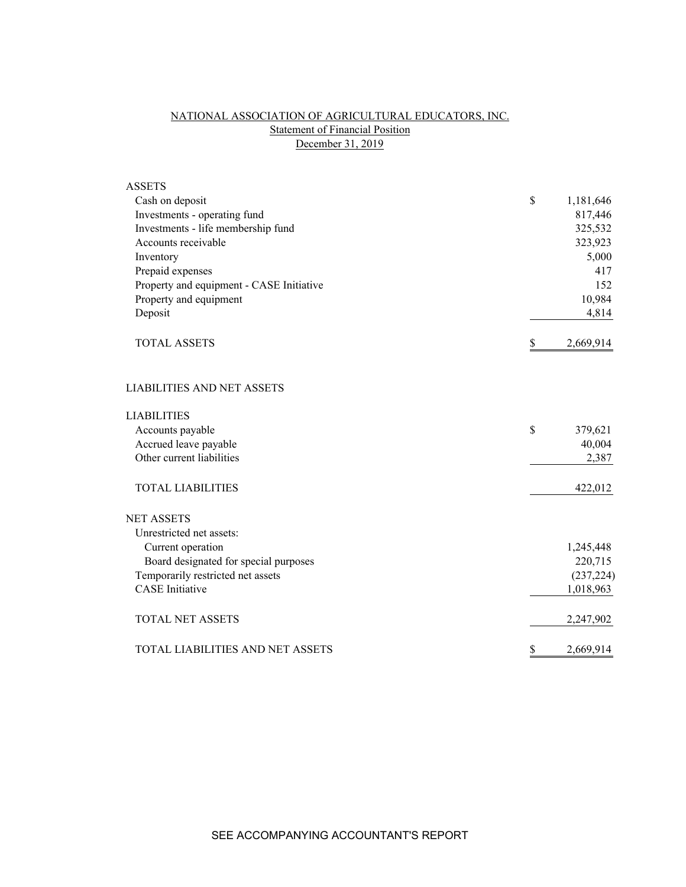# NATIONAL ASSOCIATION OF AGRICULTURAL EDUCATORS, INC.

## Statement of Financial Position

### December 31, 2019

| | |
|---|---|
| **ASSETS** | |
| Cash on deposit | $ 1,181,646 |
| Investments - operating fund | 817,446 |
| Investments - life membership fund | 325,532 |
| Accounts receivable | 323,923 |
| Inventory | 5,000 |
| Prepaid expenses | 417 |
| Property and equipment - CASE Initiative | 152 |
| Property and equipment | 10,984 |
| Deposit | 4,814 |
| TOTAL ASSETS | $ 2,669,914 |
| | |
| **LIABILITIES AND NET ASSETS** | |
| | |
| **LIABILITIES** | |
| Accounts payable | $ 379,621 |
| Accrued leave payable | 40,004 |
| Other current liabilities | 2,387 |
| TOTAL LIABILITIES | 422,012 |
| | |
| **NET ASSETS** | |
| Unrestricted net assets: | |
| Current operation | 1,245,448 |
| Board designated for special purposes | 220,715 |
| Temporarily restricted net assets | (237,224) |
| CASE Initiative | 1,018,963 |
| TOTAL NET ASSETS | 2,247,902 |
| | |
| TOTAL LIABILITIES AND NET ASSETS | $ 2,669,914 |

SEE ACCOMPANYING ACCOUNTANT'S REPORT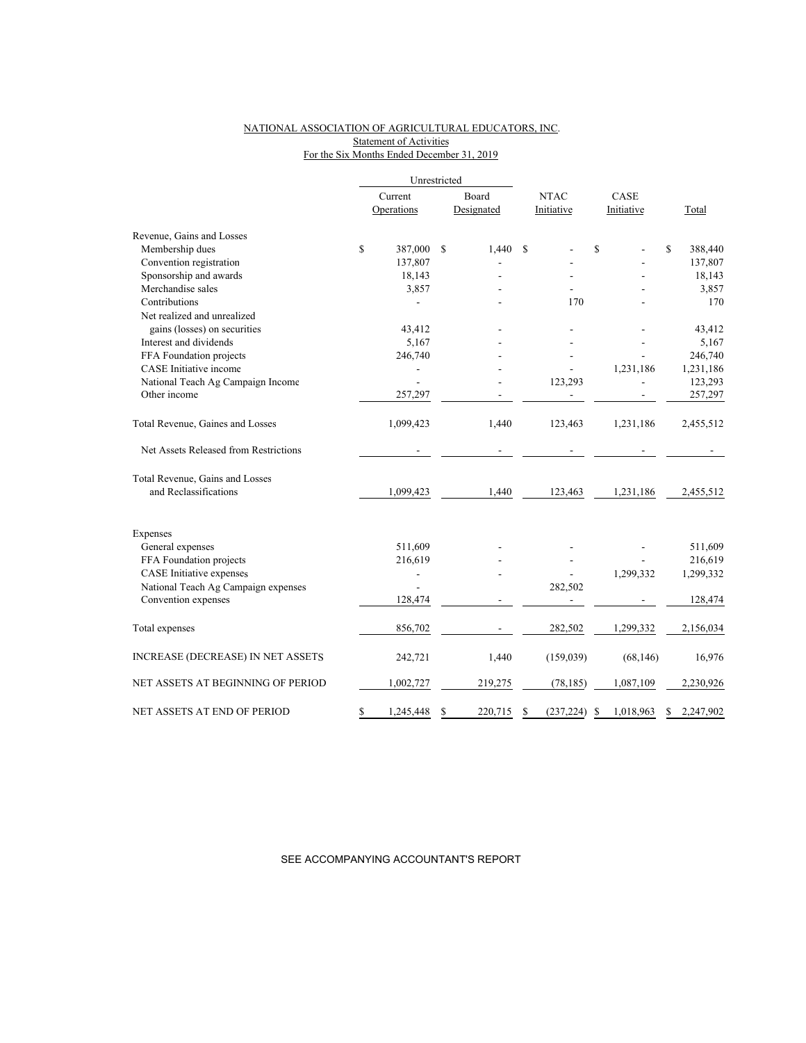NATIONAL ASSOCIATION OF AGRICULTURAL EDUCATORS, INC.
Statement of Activities
For the Six Months Ended December 31, 2019

| | Unrestricted | | | | |
|---|---|---|---|---|---|
| | Current Operations | Board Designated | NTAC Initiative | CASE Initiative | Total |
| Revenue, Gains and Losses | | | | | |
| Membership dues | $ 387,000 | $ 1,440 | $ - | $ - | $ 388,440 |
| Convention registration | 137,807 | - | - | - | 137,807 |
| Sponsorship and awards | 18,143 | - | - | - | 18,143 |
| Merchandise sales | 3,857 | - | - | - | 3,857 |
| Contributions | - | - | 170 | - | 170 |
| Net realized and unrealized gains (losses) on securities | 43,412 | - | - | - | 43,412 |
| Interest and dividends | 5,167 | - | - | - | 5,167 |
| FFA Foundation projects | 246,740 | - | - | - | 246,740 |
| CASE Initiative income | - | - | - | 1,231,186 | 1,231,186 |
| National Teach Ag Campaign Income | - | - | 123,293 | - | 123,293 |
| Other income | 257,297 | - | - | - | 257,297 |
| Total Revenue, Gaines and Losses | 1,099,423 | 1,440 | 123,463 | 1,231,186 | 2,455,512 |
| Net Assets Released from Restrictions | - | - | - | - | - |
| Total Revenue, Gains and Losses and Reclassifications | 1,099,423 | 1,440 | 123,463 | 1,231,186 | 2,455,512 |
| Expenses | | | | | |
| General expenses | 511,609 | - | - | - | 511,609 |
| FFA Foundation projects | 216,619 | - | - | - | 216,619 |
| CASE Initiative expenses | - | - | - | 1,299,332 | 1,299,332 |
| National Teach Ag Campaign expenses | - | | 282,502 | | |
| Convention expenses | 128,474 | - | - | - | 128,474 |
| Total expenses | 856,702 | - | 282,502 | 1,299,332 | 2,156,034 |
| INCREASE (DECREASE) IN NET ASSETS | 242,721 | 1,440 | (159,039) | (68,146) | 16,976 |
| NET ASSETS AT BEGINNING OF PERIOD | 1,002,727 | 219,275 | (78,185) | 1,087,109 | 2,230,926 |
| NET ASSETS AT END OF PERIOD | $ 1,245,448 | $ 220,715 | $ (237,224) | $ 1,018,963 | $ 2,247,902 |

SEE ACCOMPANYING ACCOUNTANT'S REPORT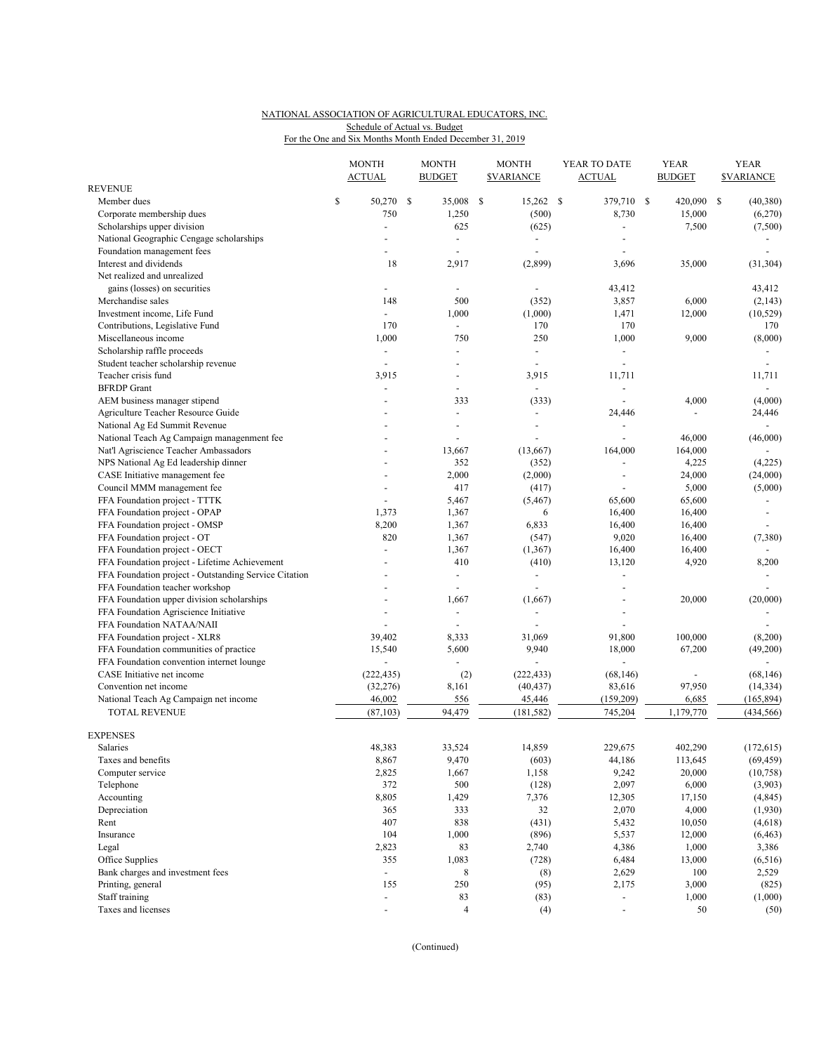NATIONAL ASSOCIATION OF AGRICULTURAL EDUCATORS, INC.
Schedule of Actual vs. Budget
For the One and Six Months Month Ended December 31, 2019

| | MONTH ACTUAL | MONTH BUDGET | MONTH $VARIANCE | YEAR TO DATE ACTUAL | YEAR BUDGET | YEAR $VARIANCE |
|---|---|---|---|---|---|---|
| REVENUE | | | | | | |
| Member dues | $ 50,270 | $ 35,008 | $ 15,262 | $ 379,710 | $ 420,090 | $ (40,380) |
| Corporate membership dues | 750 | 1,250 | (500) | 8,730 | 15,000 | (6,270) |
| Scholarships upper division | - | 625 | (625) | - | 7,500 | (7,500) |
| National Geographic Cengage scholarships | - | - | - | - | | - |
| Foundation management fees | - | - | - | - | | - |
| Interest and dividends | 18 | 2,917 | (2,899) | 3,696 | 35,000 | (31,304) |
| Net realized and unrealized gains (losses) on securities | - | - | - | 43,412 | | 43,412 |
| Merchandise sales | 148 | 500 | (352) | 3,857 | 6,000 | (2,143) |
| Investment income, Life Fund | - | 1,000 | (1,000) | 1,471 | 12,000 | (10,529) |
| Contributions, Legislative Fund | 170 | - | 170 | 170 | | 170 |
| Miscellaneous income | 1,000 | 750 | 250 | 1,000 | 9,000 | (8,000) |
| Scholarship raffle proceeds | - | - | - | - | | - |
| Student teacher scholarship revenue | - | - | - | - | | - |
| Teacher crisis fund | 3,915 | - | 3,915 | 11,711 | | 11,711 |
| BFRDP Grant | - | - | - | - | | - |
| AEM business manager stipend | - | 333 | (333) | - | 4,000 | (4,000) |
| Agriculture Teacher Resource Guide | - | - | - | 24,446 | - | 24,446 |
| National Ag Ed Summit Revenue | - | - | - | - | | - |
| National Teach Ag Campaign managenment fee | - | - | - | - | 46,000 | (46,000) |
| Nat'l Agriscience Teacher Ambassadors | - | 13,667 | (13,667) | 164,000 | 164,000 | - |
| NPS National Ag Ed leadership dinner | - | 352 | (352) | - | 4,225 | (4,225) |
| CASE Initiative management fee | - | 2,000 | (2,000) | - | 24,000 | (24,000) |
| Council MMM management fee | - | 417 | (417) | - | 5,000 | (5,000) |
| FFA Foundation project - TTTK | - | 5,467 | (5,467) | 65,600 | 65,600 | - |
| FFA Foundation project - OPAP | 1,373 | 1,367 | 6 | 16,400 | 16,400 | - |
| FFA Foundation project - OMSP | 8,200 | 1,367 | 6,833 | 16,400 | 16,400 | - |
| FFA Foundation project - OT | 820 | 1,367 | (547) | 9,020 | 16,400 | (7,380) |
| FFA Foundation project - OECT | - | 1,367 | (1,367) | 16,400 | 16,400 | - |
| FFA Foundation project - Lifetime Achievement | - | 410 | (410) | 13,120 | 4,920 | 8,200 |
| FFA Foundation project - Outstanding Service Citation | - | - | - | - | | - |
| FFA Foundation teacher workshop | - | - | - | - | | - |
| FFA Foundation upper division scholarships | - | 1,667 | (1,667) | - | 20,000 | (20,000) |
| FFA Foundation Agriscience Initiative | - | - | - | - | | - |
| FFA Foundation NATAA/NAII | - | - | - | - | | - |
| FFA Foundation project - XLR8 | 39,402 | 8,333 | 31,069 | 91,800 | 100,000 | (8,200) |
| FFA Foundation communities of practice | 15,540 | 5,600 | 9,940 | 18,000 | 67,200 | (49,200) |
| FFA Foundation convention internet lounge | - | - | - | - | | - |
| CASE Initiative net income | (222,435) | (2) | (222,433) | (68,146) | - | (68,146) |
| Convention net income | (32,276) | 8,161 | (40,437) | 83,616 | 97,950 | (14,334) |
| National Teach Ag Campaign net income | 46,002 | 556 | 45,446 | (159,209) | 6,685 | (165,894) |
| TOTAL REVENUE | (87,103) | 94,479 | (181,582) | 745,204 | 1,179,770 | (434,566) |
| EXPENSES | | | | | | |
| Salaries | 48,383 | 33,524 | 14,859 | 229,675 | 402,290 | (172,615) |
| Taxes and benefits | 8,867 | 9,470 | (603) | 44,186 | 113,645 | (69,459) |
| Computer service | 2,825 | 1,667 | 1,158 | 9,242 | 20,000 | (10,758) |
| Telephone | 372 | 500 | (128) | 2,097 | 6,000 | (3,903) |
| Accounting | 8,805 | 1,429 | 7,376 | 12,305 | 17,150 | (4,845) |
| Depreciation | 365 | 333 | 32 | 2,070 | 4,000 | (1,930) |
| Rent | 407 | 838 | (431) | 5,432 | 10,050 | (4,618) |
| Insurance | 104 | 1,000 | (896) | 5,537 | 12,000 | (6,463) |
| Legal | 2,823 | 83 | 2,740 | 4,386 | 1,000 | 3,386 |
| Office Supplies | 355 | 1,083 | (728) | 6,484 | 13,000 | (6,516) |
| Bank charges and investment fees | - | 8 | (8) | 2,629 | 100 | 2,529 |
| Printing, general | 155 | 250 | (95) | 2,175 | 3,000 | (825) |
| Staff training | - | 83 | (83) | - | 1,000 | (1,000) |
| Taxes and licenses | - | 4 | (4) | - | 50 | (50) |

(Continued)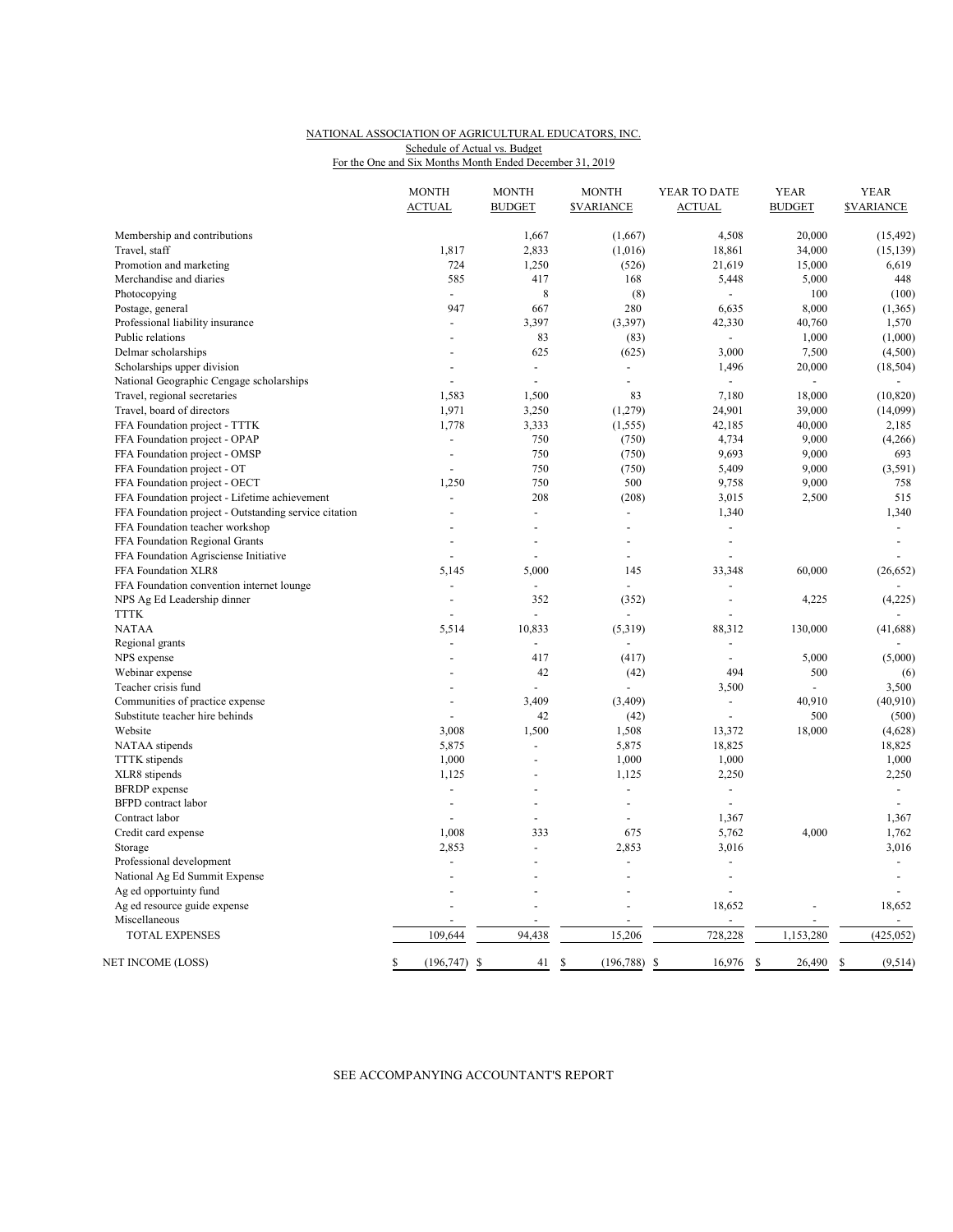NATIONAL ASSOCIATION OF AGRICULTURAL EDUCATORS, INC.
Schedule of Actual vs. Budget
For the One and Six Months Month Ended December 31, 2019

| | MONTH ACTUAL | MONTH BUDGET | MONTH $VARIANCE | YEAR TO DATE ACTUAL | YEAR BUDGET | YEAR $VARIANCE |
|---|---|---|---|---|---|---|
| Membership and contributions | | 1,667 | (1,667) | 4,508 | 20,000 | (15,492) |
| Travel, staff | 1,817 | 2,833 | (1,016) | 18,861 | 34,000 | (15,139) |
| Promotion and marketing | 724 | 1,250 | (526) | 21,619 | 15,000 | 6,619 |
| Merchandise and diaries | 585 | 417 | 168 | 5,448 | 5,000 | 448 |
| Photocopying | - | 8 | (8) | - | 100 | (100) |
| Postage, general | 947 | 667 | 280 | 6,635 | 8,000 | (1,365) |
| Professional liability insurance | - | 3,397 | (3,397) | 42,330 | 40,760 | 1,570 |
| Public relations | - | 83 | (83) | - | 1,000 | (1,000) |
| Delmar scholarships | - | 625 | (625) | 3,000 | 7,500 | (4,500) |
| Scholarships upper division | - | - | - | 1,496 | 20,000 | (18,504) |
| National Geographic Cengage scholarships | - | - | - | - | - | - |
| Travel, regional secretaries | 1,583 | 1,500 | 83 | 7,180 | 18,000 | (10,820) |
| Travel, board of directors | 1,971 | 3,250 | (1,279) | 24,901 | 39,000 | (14,099) |
| FFA Foundation project - TTTK | 1,778 | 3,333 | (1,555) | 42,185 | 40,000 | 2,185 |
| FFA Foundation project - OPAP | - | 750 | (750) | 4,734 | 9,000 | (4,266) |
| FFA Foundation project - OMSP | - | 750 | (750) | 9,693 | 9,000 | 693 |
| FFA Foundation project - OT | - | 750 | (750) | 5,409 | 9,000 | (3,591) |
| FFA Foundation project - OECT | 1,250 | 750 | 500 | 9,758 | 9,000 | 758 |
| FFA Foundation project - Lifetime achievement | - | 208 | (208) | 3,015 | 2,500 | 515 |
| FFA Foundation project - Outstanding service citation | - | - | - | 1,340 | | 1,340 |
| FFA Foundation teacher workshop | - | - | - | - | | - |
| FFA Foundation Regional Grants | - | - | - | - | | - |
| FFA Foundation Agrisciense Initiative | - | - | - | - | | - |
| FFA Foundation XLR8 | 5,145 | 5,000 | 145 | 33,348 | 60,000 | (26,652) |
| FFA Foundation convention internet lounge | - | - | - | - | | - |
| NPS Ag Ed Leadership dinner | - | 352 | (352) | - | 4,225 | (4,225) |
| TTTK | - | - | - | - | | - |
| NATAA | 5,514 | 10,833 | (5,319) | 88,312 | 130,000 | (41,688) |
| Regional grants | - | - | - | - | | - |
| NPS expense | - | 417 | (417) | - | 5,000 | (5,000) |
| Webinar expense | - | 42 | (42) | 494 | 500 | (6) |
| Teacher crisis fund | - | - | - | 3,500 | - | 3,500 |
| Communities of practice expense | - | 3,409 | (3,409) | - | 40,910 | (40,910) |
| Substitute teacher hire behinds | - | 42 | (42) | - | 500 | (500) |
| Website | 3,008 | 1,500 | 1,508 | 13,372 | 18,000 | (4,628) |
| NATAA stipends | 5,875 | - | 5,875 | 18,825 | | 18,825 |
| TTTK stipends | 1,000 | - | 1,000 | 1,000 | | 1,000 |
| XLR8 stipends | 1,125 | - | 1,125 | 2,250 | | 2,250 |
| BFRDP expense | - | - | - | - | | - |
| BFPD contract labor | - | - | - | - | | - |
| Contract labor | - | - | - | 1,367 | | 1,367 |
| Credit card expense | 1,008 | 333 | 675 | 5,762 | 4,000 | 1,762 |
| Storage | 2,853 | - | 2,853 | 3,016 | | 3,016 |
| Professional development | - | - | - | - | | - |
| National Ag Ed Summit Expense | - | - | - | - | | - |
| Ag ed opportuinty fund | - | - | - | - | | - |
| Ag ed resource guide expense | - | - | - | 18,652 | - | 18,652 |
| Miscellaneous | - | - | - | - | - | - |
| TOTAL EXPENSES | 109,644 | 94,438 | 15,206 | 728,228 | 1,153,280 | (425,052) |
| NET INCOME (LOSS) | $ (196,747) | $ 41 | $ (196,788) | $ 16,976 | $ 26,490 | $ (9,514) |

SEE ACCOMPANYING ACCOUNTANT'S REPORT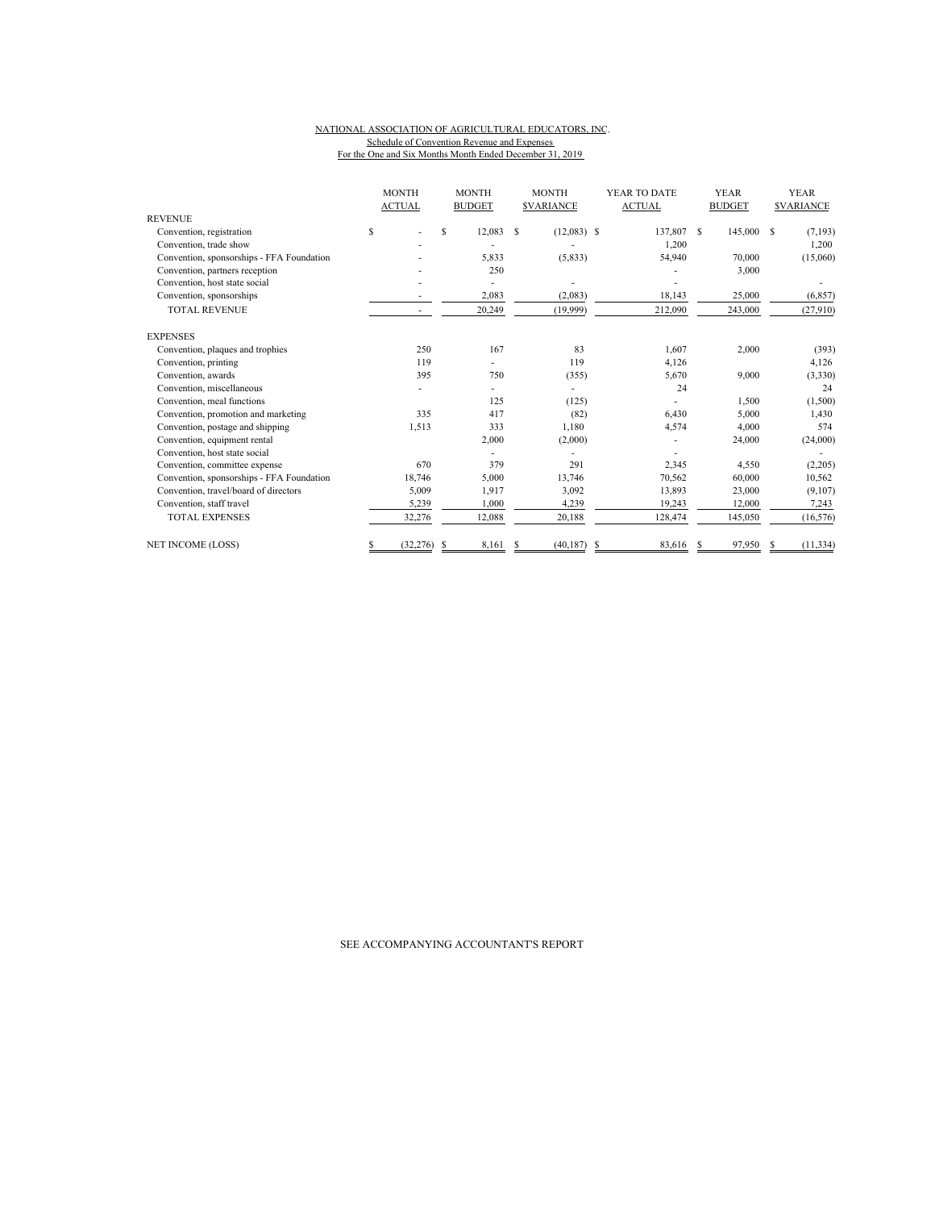NATIONAL ASSOCIATION OF AGRICULTURAL EDUCATORS, INC.
Schedule of Convention Revenue and Expenses
For the One and Six Months Month Ended December 31, 2019

| | MONTH ACTUAL | MONTH BUDGET | MONTH $VARIANCE | YEAR TO DATE ACTUAL | YEAR BUDGET | YEAR $VARIANCE |
|---|---|---|---|---|---|---|
| REVENUE | | | | | | |
| Convention, registration | $ - | $ 12,083 | $ (12,083) | $ 137,807 | $ 145,000 | $ (7,193) |
| Convention, trade show | - | - | - | 1,200 | | 1,200 |
| Convention, sponsorships - FFA Foundation | - | 5,833 | (5,833) | 54,940 | 70,000 | (15,060) |
| Convention, partners reception | - | 250 | | - | 3,000 | |
| Convention, host state social | - | - | - | - | | - |
| Convention, sponsorships | - | 2,083 | (2,083) | 18,143 | 25,000 | (6,857) |
| TOTAL REVENUE | - | 20,249 | (19,999) | 212,090 | 243,000 | (27,910) |
| EXPENSES | | | | | | |
| Convention, plaques and trophies | 250 | 167 | 83 | 1,607 | 2,000 | (393) |
| Convention, printing | 119 | - | 119 | 4,126 | | 4,126 |
| Convention, awards | 395 | 750 | (355) | 5,670 | 9,000 | (3,330) |
| Convention, miscellaneous | - | - | - | 24 | | 24 |
| Convention, meal functions | | 125 | (125) | - | 1,500 | (1,500) |
| Convention, promotion and marketing | 335 | 417 | (82) | 6,430 | 5,000 | 1,430 |
| Convention, postage and shipping | 1,513 | 333 | 1,180 | 4,574 | 4,000 | 574 |
| Convention, equipment rental | | 2,000 | (2,000) | - | 24,000 | (24,000) |
| Convention, host state social | | - | - | - | | - |
| Convention, committee expense | 670 | 379 | 291 | 2,345 | 4,550 | (2,205) |
| Convention, sponsorships - FFA Foundation | 18,746 | 5,000 | 13,746 | 70,562 | 60,000 | 10,562 |
| Convention, travel/board of directors | 5,009 | 1,917 | 3,092 | 13,893 | 23,000 | (9,107) |
| Convention, staff travel | 5,239 | 1,000 | 4,239 | 19,243 | 12,000 | 7,243 |
| TOTAL EXPENSES | 32,276 | 12,088 | 20,188 | 128,474 | 145,050 | (16,576) |
| NET INCOME (LOSS) | $ (32,276) | $ 8,161 | $ (40,187) | $ 83,616 | $ 97,950 | $ (11,334) |

SEE ACCOMPANYING ACCOUNTANT'S REPORT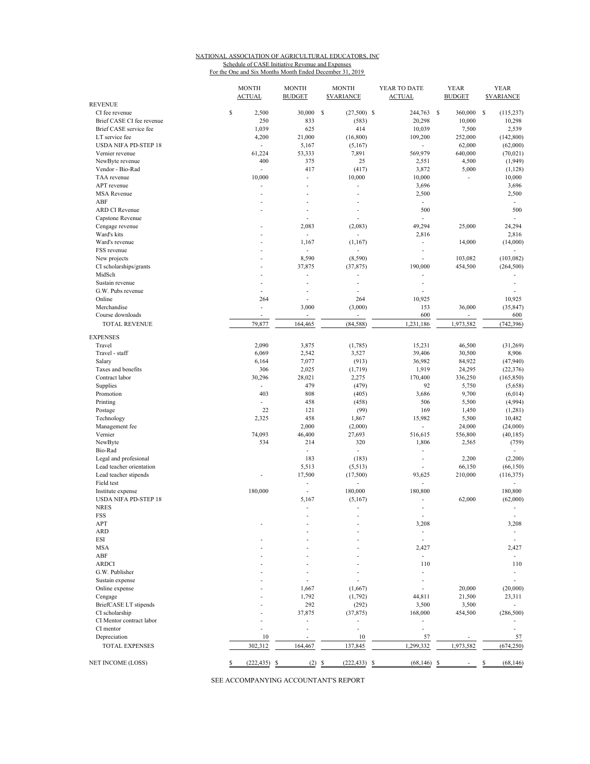NATIONAL ASSOCIATION OF AGRICULTURAL EDUCATORS, INC
Schedule of CASE Initiative Revenue and Expenses
For the One and Six Months Month Ended December 31, 2019

| | MONTH ACTUAL | MONTH BUDGET | MONTH $VARIANCE | YEAR TO DATE ACTUAL | YEAR BUDGET | YEAR $VARIANCE |
|---|---|---|---|---|---|---|
| REVENUE | | | | | | |
| CI fee revenue | $ 2,500 | 30,000 | $ (27,500) | $ 244,763 | $ 360,000 | $ (115,237) |
| Brief CASE CI fee revenue | 250 | 833 | (583) | 20,298 | 10,000 | 10,298 |
| Brief CASE service fee | 1,039 | 625 | 414 | 10,039 | 7,500 | 2,539 |
| LT service fee | 4,200 | 21,000 | (16,800) | 109,200 | 252,000 | (142,800) |
| USDA NIFA PD-STEP 18 | - | 5,167 | (5,167) | - | 62,000 | (62,000) |
| Vernier revenue | 61,224 | 53,333 | 7,891 | 569,979 | 640,000 | (70,021) |
| NewByte revenue | 400 | 375 | 25 | 2,551 | 4,500 | (1,949) |
| Vendor - Bio-Rad | - | 417 | (417) | 3,872 | 5,000 | (1,128) |
| TAA revenue | 10,000 | - | 10,000 | 10,000 | - | 10,000 |
| APT revenue | - | - | - | 3,696 | | 3,696 |
| MSA Revenue | - | - | - | 2,500 | | 2,500 |
| ABF | - | - | - | - | | - |
| ARD CI Revenue | - | - | - | 500 | | 500 |
| Capstone Revenue | | - | | - | | - |
| Cengage revenue | - | 2,083 | (2,083) | 49,294 | 25,000 | 24,294 |
| Ward's kits | - | - | - | 2,816 | | 2,816 |
| Ward's revenue | - | 1,167 | (1,167) | - | 14,000 | (14,000) |
| FSS revenue | - | - | - | - | | - |
| New projects | - | 8,590 | (8,590) | - | 103,082 | (103,082) |
| CI scholarships/grants | - | 37,875 | (37,875) | 190,000 | 454,500 | (264,500) |
| MidSch | - | - | - | - | | - |
| Sustain revenue | - | - | - | - | | - |
| G.W. Pubs revenue | - | - | - | - | | - |
| Online | 264 | - | 264 | 10,925 | | 10,925 |
| Merchandise | - | 3,000 | (3,000) | 153 | 36,000 | (35,847) |
| Course downloads | - | - | - | 600 | - | 600 |
| TOTAL REVENUE | 79,877 | 164,465 | (84,588) | 1,231,186 | 1,973,582 | (742,396) |
| EXPENSES | | | | | | |
| Travel | 2,090 | 3,875 | (1,785) | 15,231 | 46,500 | (31,269) |
| Travel - staff | 6,069 | 2,542 | 3,527 | 39,406 | 30,500 | 8,906 |
| Salary | 6,164 | 7,077 | (913) | 36,982 | 84,922 | (47,940) |
| Taxes and benefits | 306 | 2,025 | (1,719) | 1,919 | 24,295 | (22,376) |
| Contract labor | 30,296 | 28,021 | 2,275 | 170,400 | 336,250 | (165,850) |
| Supplies | - | 479 | (479) | 92 | 5,750 | (5,658) |
| Promotion | 403 | 808 | (405) | 3,686 | 9,700 | (6,014) |
| Printing | - | 458 | (458) | 506 | 5,500 | (4,994) |
| Postage | 22 | 121 | (99) | 169 | 1,450 | (1,281) |
| Technology | 2,325 | 458 | 1,867 | 15,982 | 5,500 | 10,482 |
| Management fee | | 2,000 | (2,000) | - | 24,000 | (24,000) |
| Vernier | 74,093 | 46,400 | 27,693 | 516,615 | 556,800 | (40,185) |
| NewByte | 534 | 214 | 320 | 1,806 | 2,565 | (759) |
| Bio-Rad | | - | - | - | | - |
| Legal and profesional | | 183 | (183) | - | 2,200 | (2,200) |
| Lead teacher orientation | | 5,513 | (5,513) | - | 66,150 | (66,150) |
| Lead teacher stipends | - | 17,500 | (17,500) | 93,625 | 210,000 | (116,375) |
| Field test | | - | - | - | | - |
| Institute expense | 180,000 | - | 180,000 | 180,800 | | 180,800 |
| USDA NIFA PD-STEP 18 | | 5,167 | (5,167) | - | 62,000 | (62,000) |
| NRES | | - | - | - | | - |
| FSS | | - | - | - | | - |
| APT | - | - | - | 3,208 | | 3,208 |
| ARD | | - | - | - | | - |
| ESI | - | - | - | - | | - |
| MSA | - | - | - | 2,427 | | 2,427 |
| ABF | - | - | - | - | | - |
| ARDCI | - | - | - | 110 | | 110 |
| G.W. Publisher | - | - | - | - | | - |
| Sustain expense | - | - | - | - | | - |
| Online expense | - | 1,667 | (1,667) | - | 20,000 | (20,000) |
| Cengage | - | 1,792 | (1,792) | 44,811 | 21,500 | 23,311 |
| BriefCASE LT stipends | - | 292 | (292) | 3,500 | 3,500 | - |
| CI scholarship | - | 37,875 | (37,875) | 168,000 | 454,500 | (286,500) |
| CI Mentor contract labor | - | - | - | - | | - |
| CI mentor | - | - | - | - | | - |
| Depreciation | 10 | - | 10 | 57 | - | 57 |
| TOTAL EXPENSES | 302,312 | 164,467 | 137,845 | 1,299,332 | 1,973,582 | (674,250) |
| NET INCOME (LOSS) | $ (222,435) | $ (2) | $ (222,433) | $ (68,146) | $ - | $ (68,146) |

SEE ACCOMPANYING ACCOUNTANT'S REPORT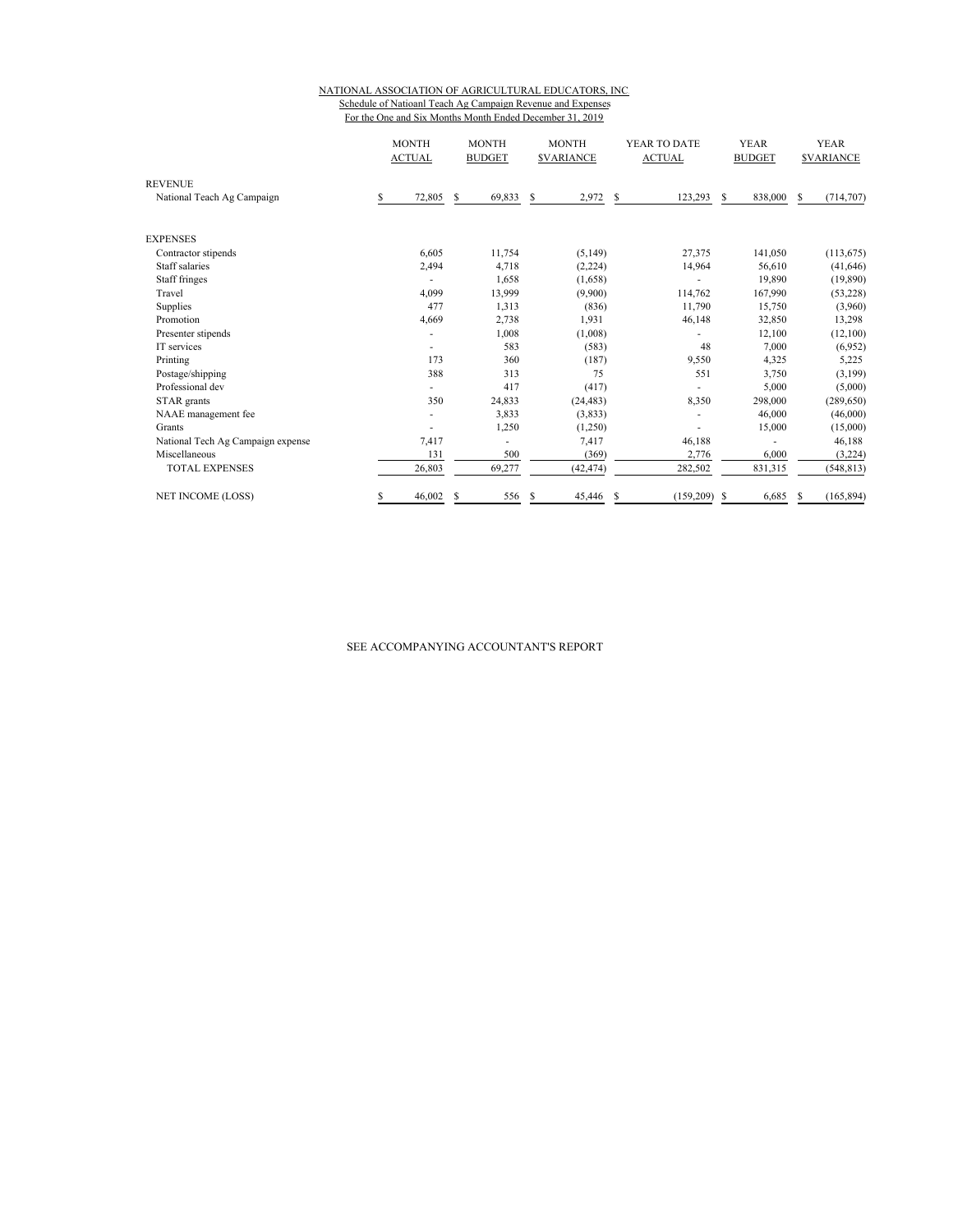NATIONAL ASSOCIATION OF AGRICULTURAL EDUCATORS, INC

Schedule of Natioanl Teach Ag Campaign Revenue and Expenses

For the One and Six Months Month Ended December 31, 2019

| | MONTH ACTUAL | MONTH BUDGET | MONTH $VARIANCE | YEAR TO DATE ACTUAL | YEAR BUDGET | YEAR $VARIANCE |
|---|---|---|---|---|---|---|
| REVENUE | | | | | | |
| National Teach Ag Campaign | $ 72,805 | $ 69,833 | $ 2,972 | $ 123,293 | $ 838,000 | $ (714,707) |
| EXPENSES | | | | | | |
| Contractor stipends | 6,605 | 11,754 | (5,149) | 27,375 | 141,050 | (113,675) |
| Staff salaries | 2,494 | 4,718 | (2,224) | 14,964 | 56,610 | (41,646) |
| Staff fringes | - | 1,658 | (1,658) | - | 19,890 | (19,890) |
| Travel | 4,099 | 13,999 | (9,900) | 114,762 | 167,990 | (53,228) |
| Supplies | 477 | 1,313 | (836) | 11,790 | 15,750 | (3,960) |
| Promotion | 4,669 | 2,738 | 1,931 | 46,148 | 32,850 | 13,298 |
| Presenter stipends | - | 1,008 | (1,008) | - | 12,100 | (12,100) |
| IT services | - | 583 | (583) | 48 | 7,000 | (6,952) |
| Printing | 173 | 360 | (187) | 9,550 | 4,325 | 5,225 |
| Postage/shipping | 388 | 313 | 75 | 551 | 3,750 | (3,199) |
| Professional dev | - | 417 | (417) | - | 5,000 | (5,000) |
| STAR grants | 350 | 24,833 | (24,483) | 8,350 | 298,000 | (289,650) |
| NAAE management fee | - | 3,833 | (3,833) | - | 46,000 | (46,000) |
| Grants | - | 1,250 | (1,250) | - | 15,000 | (15,000) |
| National Tech Ag Campaign expense | 7,417 | - | 7,417 | 46,188 | - | 46,188 |
| Miscellaneous | 131 | 500 | (369) | 2,776 | 6,000 | (3,224) |
| TOTAL EXPENSES | 26,803 | 69,277 | (42,474) | 282,502 | 831,315 | (548,813) |
| NET INCOME (LOSS) | $ 46,002 | $ 556 | $ 45,446 | $ (159,209) | $ 6,685 | $ (165,894) |

SEE ACCOMPANYING ACCOUNTANT'S REPORT